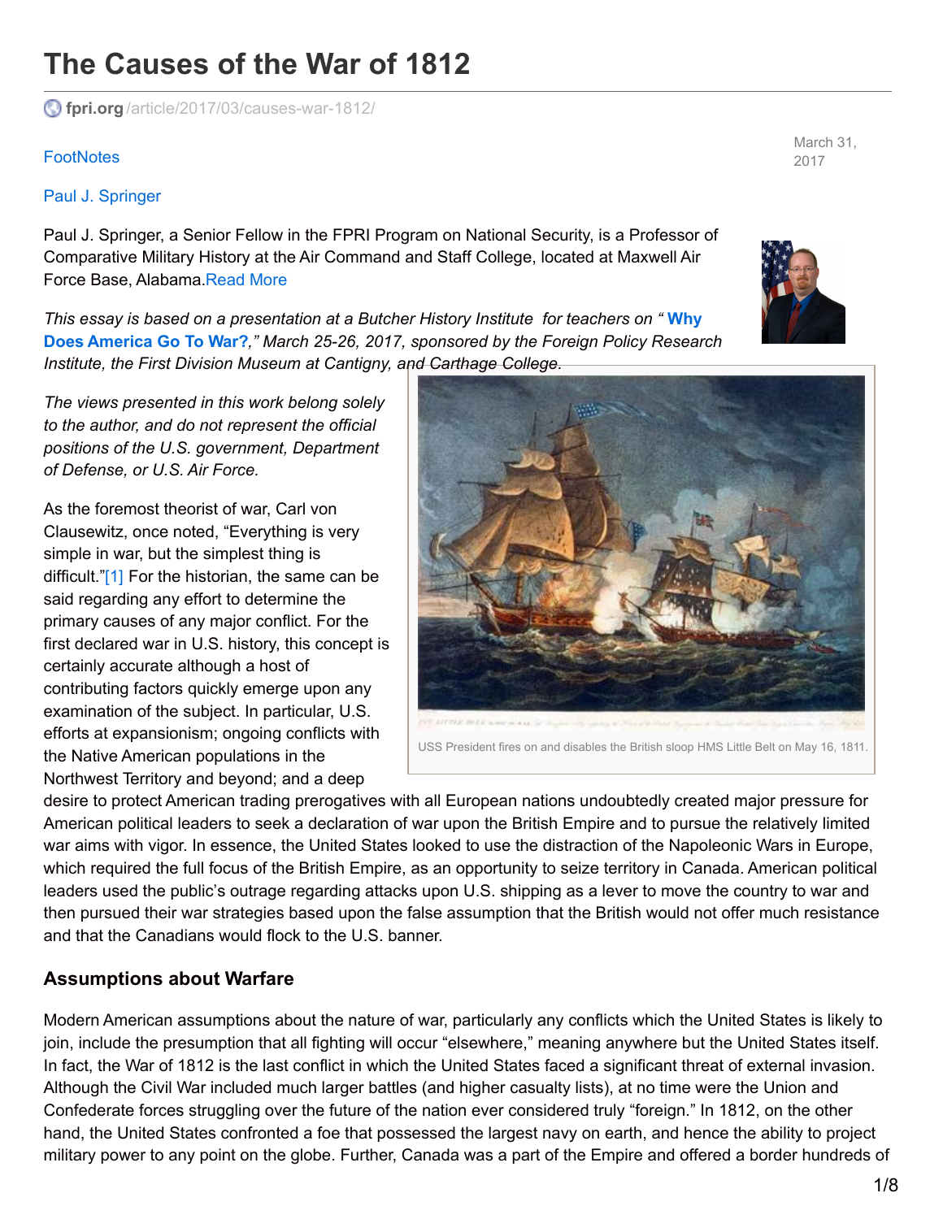# The Causes of the War of 1812

fpri.org/article/2017/03/causes-war-1812/

March 31, 2017

FootNotes

Paul J. Springer

Paul J. Springer, a Senior Fellow in the FPRI Program on National Security, is a Professor of Comparative Military History at the Air Command and Staff College, located at Maxwell Air Force Base, Alabama. Read More

*This essay is based on a presentation at a Butcher History Institute for teachers on "* **Why Does America Go To War?** *," March 25-26, 2017, sponsored by the Foreign Policy Research Institute, the First Division Museum at Cantigny, and Carthage College.*

*The views presented in this work belong solely to the author, and do not represent the official positions of the U.S. government, Department of Defense, or U.S. Air Force.*

USS President fires on and disables the British sloop HMS Little Belt on May 16, 1811.

As the foremost theorist of war, Carl von Clausewitz, once noted, "Everything is very simple in war, but the simplest thing is difficult."[1] For the historian, the same can be said regarding any effort to determine the primary causes of any major conflict. For the first declared war in U.S. history, this concept is certainly accurate although a host of contributing factors quickly emerge upon any examination of the subject. In particular, U.S. efforts at expansionism; ongoing conflicts with the Native American populations in the Northwest Territory and beyond; and a deep desire to protect American trading prerogatives with all European nations undoubtedly created major pressure for American political leaders to seek a declaration of war upon the British Empire and to pursue the relatively limited war aims with vigor. In essence, the United States looked to use the distraction of the Napoleonic Wars in Europe, which required the full focus of the British Empire, as an opportunity to seize territory in Canada. American political leaders used the public's outrage regarding attacks upon U.S. shipping as a lever to move the country to war and then pursued their war strategies based upon the false assumption that the British would not offer much resistance and that the Canadians would flock to the U.S. banner.

## Assumptions about Warfare

Modern American assumptions about the nature of war, particularly any conflicts which the United States is likely to join, include the presumption that all fighting will occur "elsewhere," meaning anywhere but the United States itself. In fact, the War of 1812 is the last conflict in which the United States faced a significant threat of external invasion. Although the Civil War included much larger battles (and higher casualty lists), at no time were the Union and Confederate forces struggling over the future of the nation ever considered truly "foreign." In 1812, on the other hand, the United States confronted a foe that possessed the largest navy on earth, and hence the ability to project military power to any point on the globe. Further, Canada was a part of the Empire and offered a border hundreds of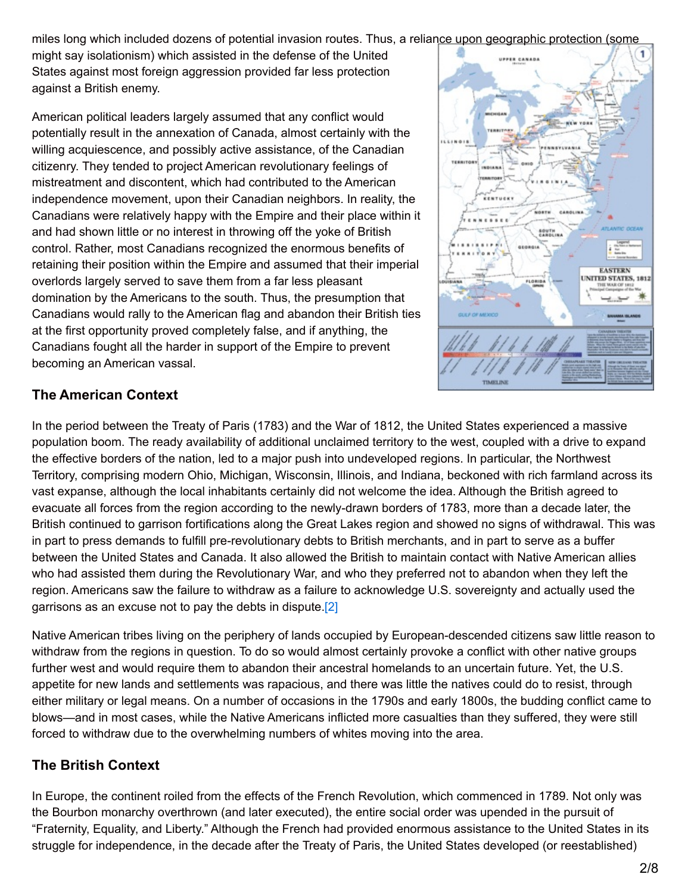miles long which included dozens of potential invasion routes. Thus, a reliance upon geographic protection (some might say isolationism) which assisted in the defense of the United States against most foreign aggression provided far less protection against a British enemy.

American political leaders largely assumed that any conflict would potentially result in the annexation of Canada, almost certainly with the willing acquiescence, and possibly active assistance, of the Canadian citizenry. They tended to project American revolutionary feelings of mistreatment and discontent, which had contributed to the American independence movement, upon their Canadian neighbors. In reality, the Canadians were relatively happy with the Empire and their place within it and had shown little or no interest in throwing off the yoke of British control. Rather, most Canadians recognized the enormous benefits of retaining their position within the Empire and assumed that their imperial overlords largely served to save them from a far less pleasant domination by the Americans to the south. Thus, the presumption that Canadians would rally to the American flag and abandon their British ties at the first opportunity proved completely false, and if anything, the Canadians fought all the harder in support of the Empire to prevent becoming an American vassal.

## The American Context

In the period between the Treaty of Paris (1783) and the War of 1812, the United States experienced a massive population boom. The ready availability of additional unclaimed territory to the west, coupled with a drive to expand the effective borders of the nation, led to a major push into undeveloped regions. In particular, the Northwest Territory, comprising modern Ohio, Michigan, Wisconsin, Illinois, and Indiana, beckoned with rich farmland across its vast expanse, although the local inhabitants certainly did not welcome the idea. Although the British agreed to evacuate all forces from the region according to the newly-drawn borders of 1783, more than a decade later, the British continued to garrison fortifications along the Great Lakes region and showed no signs of withdrawal. This was in part to press demands to fulfill pre-revolutionary debts to British merchants, and in part to serve as a buffer between the United States and Canada. It also allowed the British to maintain contact with Native American allies who had assisted them during the Revolutionary War, and who they preferred not to abandon when they left the region. Americans saw the failure to withdraw as a failure to acknowledge U.S. sovereignty and actually used the garrisons as an excuse not to pay the debts in dispute.[2]

Native American tribes living on the periphery of lands occupied by European-descended citizens saw little reason to withdraw from the regions in question. To do so would almost certainly provoke a conflict with other native groups further west and would require them to abandon their ancestral homelands to an uncertain future. Yet, the U.S. appetite for new lands and settlements was rapacious, and there was little the natives could do to resist, through either military or legal means. On a number of occasions in the 1790s and early 1800s, the budding conflict came to blows—and in most cases, while the Native Americans inflicted more casualties than they suffered, they were still forced to withdraw due to the overwhelming numbers of whites moving into the area.

## The British Context

In Europe, the continent roiled from the effects of the French Revolution, which commenced in 1789. Not only was the Bourbon monarchy overthrown (and later executed), the entire social order was upended in the pursuit of "Fraternity, Equality, and Liberty." Although the French had provided enormous assistance to the United States in its struggle for independence, in the decade after the Treaty of Paris, the United States developed (or reestablished)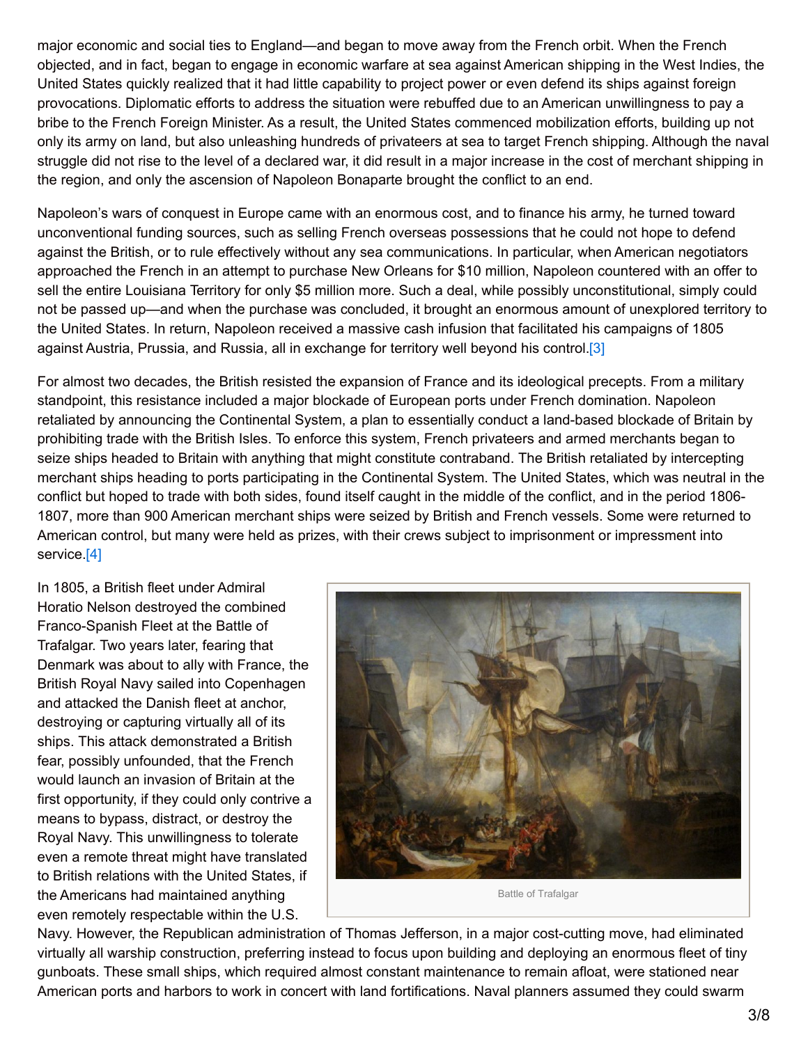major economic and social ties to England—and began to move away from the French orbit. When the French objected, and in fact, began to engage in economic warfare at sea against American shipping in the West Indies, the United States quickly realized that it had little capability to project power or even defend its ships against foreign provocations. Diplomatic efforts to address the situation were rebuffed due to an American unwillingness to pay a bribe to the French Foreign Minister. As a result, the United States commenced mobilization efforts, building up not only its army on land, but also unleashing hundreds of privateers at sea to target French shipping. Although the naval struggle did not rise to the level of a declared war, it did result in a major increase in the cost of merchant shipping in the region, and only the ascension of Napoleon Bonaparte brought the conflict to an end.

Napoleon's wars of conquest in Europe came with an enormous cost, and to finance his army, he turned toward unconventional funding sources, such as selling French overseas possessions that he could not hope to defend against the British, or to rule effectively without any sea communications. In particular, when American negotiators approached the French in an attempt to purchase New Orleans for $10 million, Napoleon countered with an offer to sell the entire Louisiana Territory for only $5 million more. Such a deal, while possibly unconstitutional, simply could not be passed up—and when the purchase was concluded, it brought an enormous amount of unexplored territory to the United States. In return, Napoleon received a massive cash infusion that facilitated his campaigns of 1805 against Austria, Prussia, and Russia, all in exchange for territory well beyond his control.[3]

For almost two decades, the British resisted the expansion of France and its ideological precepts. From a military standpoint, this resistance included a major blockade of European ports under French domination. Napoleon retaliated by announcing the Continental System, a plan to essentially conduct a land-based blockade of Britain by prohibiting trade with the British Isles. To enforce this system, French privateers and armed merchants began to seize ships headed to Britain with anything that might constitute contraband. The British retaliated by intercepting merchant ships heading to ports participating in the Continental System. The United States, which was neutral in the conflict but hoped to trade with both sides, found itself caught in the middle of the conflict, and in the period 1806-1807, more than 900 American merchant ships were seized by British and French vessels. Some were returned to American control, but many were held as prizes, with their crews subject to imprisonment or impressment into service.[4]

In 1805, a British fleet under Admiral Horatio Nelson destroyed the combined Franco-Spanish Fleet at the Battle of Trafalgar. Two years later, fearing that Denmark was about to ally with France, the British Royal Navy sailed into Copenhagen and attacked the Danish fleet at anchor, destroying or capturing virtually all of its ships. This attack demonstrated a British fear, possibly unfounded, that the French would launch an invasion of Britain at the first opportunity, if they could only contrive a means to bypass, distract, or destroy the Royal Navy. This unwillingness to tolerate even a remote threat might have translated to British relations with the United States, if the Americans had maintained anything even remotely respectable within the U.S. Navy. However, the Republican administration of Thomas Jefferson, in a major cost-cutting move, had eliminated virtually all warship construction, preferring instead to focus upon building and deploying an enormous fleet of tiny gunboats. These small ships, which required almost constant maintenance to remain afloat, were stationed near American ports and harbors to work in concert with land fortifications. Naval planners assumed they could swarm

Battle of Trafalgar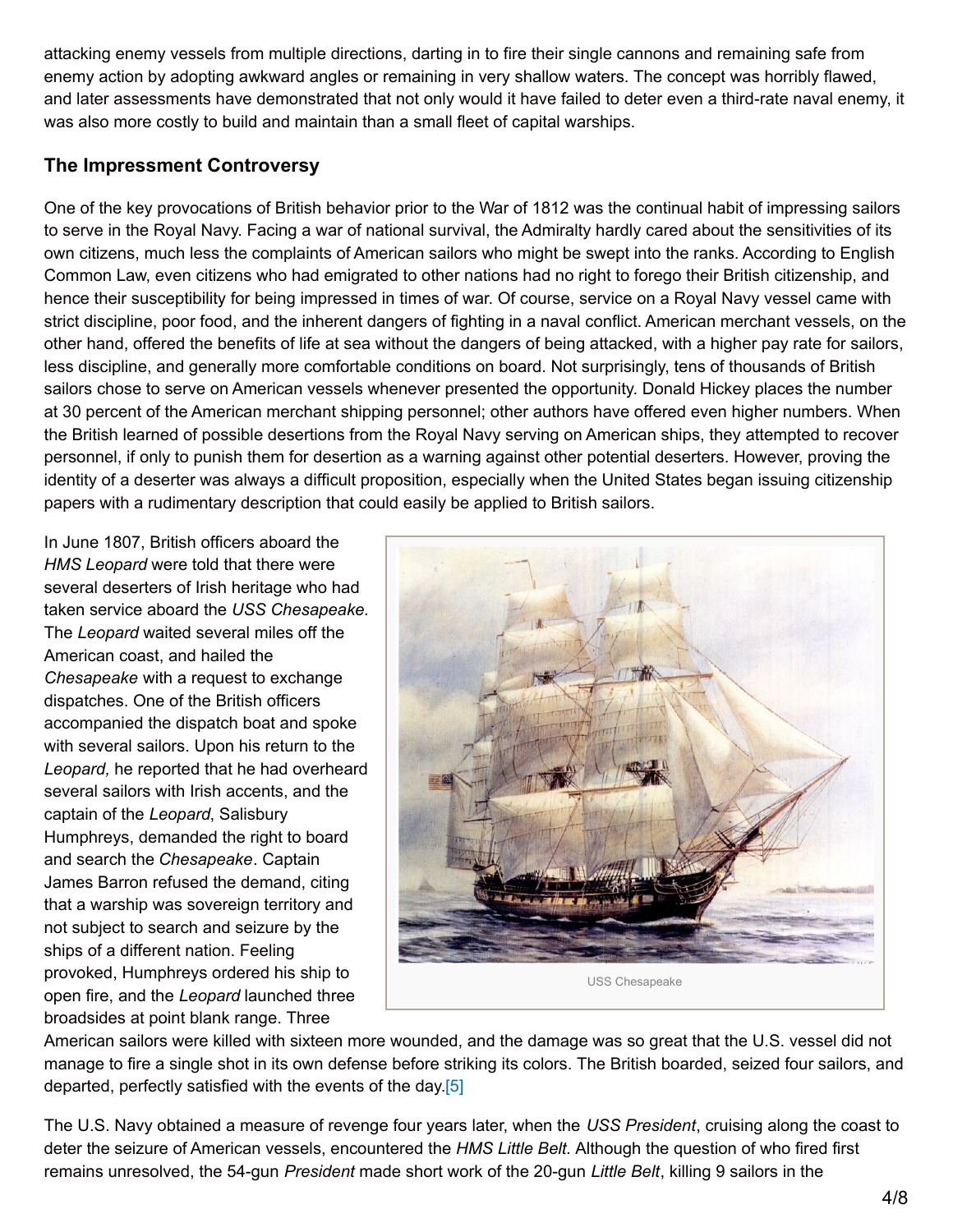attacking enemy vessels from multiple directions, darting in to fire their single cannons and remaining safe from enemy action by adopting awkward angles or remaining in very shallow waters. The concept was horribly flawed, and later assessments have demonstrated that not only would it have failed to deter even a third-rate naval enemy, it was also more costly to build and maintain than a small fleet of capital warships.

### The Impressment Controversy

One of the key provocations of British behavior prior to the War of 1812 was the continual habit of impressing sailors to serve in the Royal Navy. Facing a war of national survival, the Admiralty hardly cared about the sensitivities of its own citizens, much less the complaints of American sailors who might be swept into the ranks. According to English Common Law, even citizens who had emigrated to other nations had no right to forego their British citizenship, and hence their susceptibility for being impressed in times of war. Of course, service on a Royal Navy vessel came with strict discipline, poor food, and the inherent dangers of fighting in a naval conflict. American merchant vessels, on the other hand, offered the benefits of life at sea without the dangers of being attacked, with a higher pay rate for sailors, less discipline, and generally more comfortable conditions on board. Not surprisingly, tens of thousands of British sailors chose to serve on American vessels whenever presented the opportunity. Donald Hickey places the number at 30 percent of the American merchant shipping personnel; other authors have offered even higher numbers. When the British learned of possible desertions from the Royal Navy serving on American ships, they attempted to recover personnel, if only to punish them for desertion as a warning against other potential deserters. However, proving the identity of a deserter was always a difficult proposition, especially when the United States began issuing citizenship papers with a rudimentary description that could easily be applied to British sailors.

In June 1807, British officers aboard the *HMS Leopard* were told that there were several deserters of Irish heritage who had taken service aboard the *USS Chesapeake.* The *Leopard* waited several miles off the American coast, and hailed the *Chesapeake* with a request to exchange dispatches. One of the British officers accompanied the dispatch boat and spoke with several sailors. Upon his return to the *Leopard,* he reported that he had overheard several sailors with Irish accents, and the captain of the *Leopard*, Salisbury Humphreys, demanded the right to board and search the *Chesapeake*. Captain James Barron refused the demand, citing that a warship was sovereign territory and not subject to search and seizure by the ships of a different nation. Feeling provoked, Humphreys ordered his ship to open fire, and the *Leopard* launched three broadsides at point blank range. Three American sailors were killed with sixteen more wounded, and the damage was so great that the U.S. vessel did not manage to fire a single shot in its own defense before striking its colors. The British boarded, seized four sailors, and departed, perfectly satisfied with the events of the day.[5]

USS Chesapeake

The U.S. Navy obtained a measure of revenge four years later, when the *USS President*, cruising along the coast to deter the seizure of American vessels, encountered the *HMS Little Belt*. Although the question of who fired first remains unresolved, the 54-gun *President* made short work of the 20-gun *Little Belt*, killing 9 sailors in the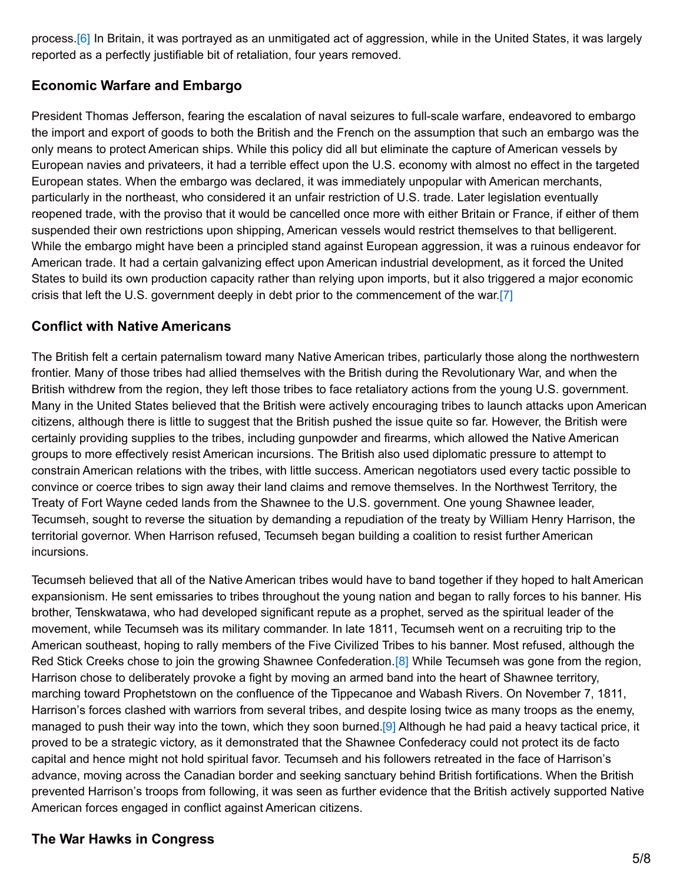process.[6] In Britain, it was portrayed as an unmitigated act of aggression, while in the United States, it was largely reported as a perfectly justifiable bit of retaliation, four years removed.

### Economic Warfare and Embargo

President Thomas Jefferson, fearing the escalation of naval seizures to full-scale warfare, endeavored to embargo the import and export of goods to both the British and the French on the assumption that such an embargo was the only means to protect American ships. While this policy did all but eliminate the capture of American vessels by European navies and privateers, it had a terrible effect upon the U.S. economy with almost no effect in the targeted European states. When the embargo was declared, it was immediately unpopular with American merchants, particularly in the northeast, who considered it an unfair restriction of U.S. trade. Later legislation eventually reopened trade, with the proviso that it would be cancelled once more with either Britain or France, if either of them suspended their own restrictions upon shipping, American vessels would restrict themselves to that belligerent. While the embargo might have been a principled stand against European aggression, it was a ruinous endeavor for American trade. It had a certain galvanizing effect upon American industrial development, as it forced the United States to build its own production capacity rather than relying upon imports, but it also triggered a major economic crisis that left the U.S. government deeply in debt prior to the commencement of the war.[7]

### Conflict with Native Americans

The British felt a certain paternalism toward many Native American tribes, particularly those along the northwestern frontier. Many of those tribes had allied themselves with the British during the Revolutionary War, and when the British withdrew from the region, they left those tribes to face retaliatory actions from the young U.S. government. Many in the United States believed that the British were actively encouraging tribes to launch attacks upon American citizens, although there is little to suggest that the British pushed the issue quite so far. However, the British were certainly providing supplies to the tribes, including gunpowder and firearms, which allowed the Native American groups to more effectively resist American incursions. The British also used diplomatic pressure to attempt to constrain American relations with the tribes, with little success. American negotiators used every tactic possible to convince or coerce tribes to sign away their land claims and remove themselves. In the Northwest Territory, the Treaty of Fort Wayne ceded lands from the Shawnee to the U.S. government. One young Shawnee leader, Tecumseh, sought to reverse the situation by demanding a repudiation of the treaty by William Henry Harrison, the territorial governor. When Harrison refused, Tecumseh began building a coalition to resist further American incursions.

Tecumseh believed that all of the Native American tribes would have to band together if they hoped to halt American expansionism. He sent emissaries to tribes throughout the young nation and began to rally forces to his banner. His brother, Tenskwatawa, who had developed significant repute as a prophet, served as the spiritual leader of the movement, while Tecumseh was its military commander. In late 1811, Tecumseh went on a recruiting trip to the American southeast, hoping to rally members of the Five Civilized Tribes to his banner. Most refused, although the Red Stick Creeks chose to join the growing Shawnee Confederation.[8] While Tecumseh was gone from the region, Harrison chose to deliberately provoke a fight by moving an armed band into the heart of Shawnee territory, marching toward Prophetstown on the confluence of the Tippecanoe and Wabash Rivers. On November 7, 1811, Harrison's forces clashed with warriors from several tribes, and despite losing twice as many troops as the enemy, managed to push their way into the town, which they soon burned.[9] Although he had paid a heavy tactical price, it proved to be a strategic victory, as it demonstrated that the Shawnee Confederacy could not protect its de facto capital and hence might not hold spiritual favor. Tecumseh and his followers retreated in the face of Harrison's advance, moving across the Canadian border and seeking sanctuary behind British fortifications. When the British prevented Harrison's troops from following, it was seen as further evidence that the British actively supported Native American forces engaged in conflict against American citizens.

### The War Hawks in Congress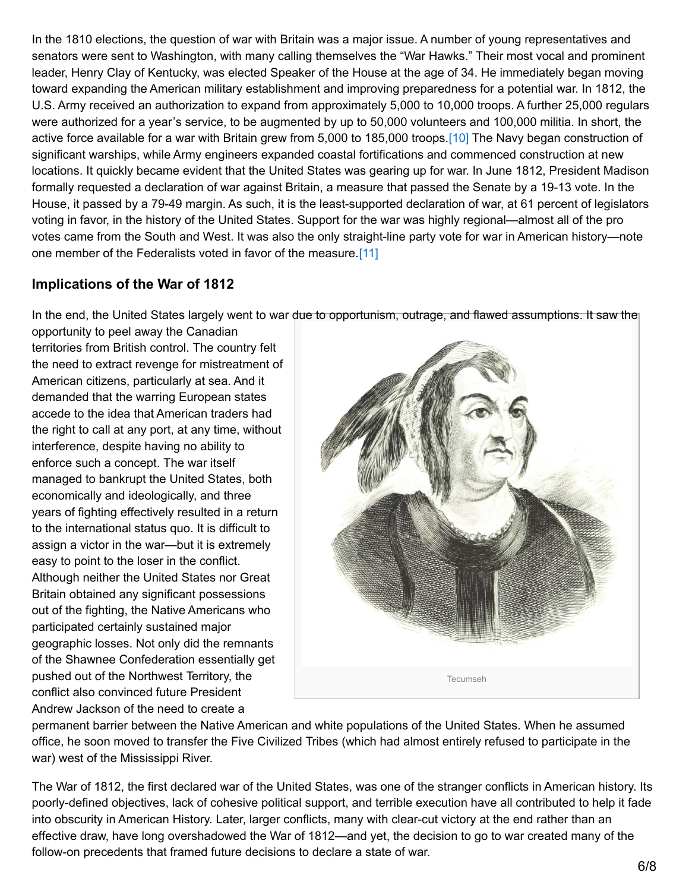In the 1810 elections, the question of war with Britain was a major issue. A number of young representatives and senators were sent to Washington, with many calling themselves the "War Hawks." Their most vocal and prominent leader, Henry Clay of Kentucky, was elected Speaker of the House at the age of 34. He immediately began moving toward expanding the American military establishment and improving preparedness for a potential war. In 1812, the U.S. Army received an authorization to expand from approximately 5,000 to 10,000 troops. A further 25,000 regulars were authorized for a year's service, to be augmented by up to 50,000 volunteers and 100,000 militia. In short, the active force available for a war with Britain grew from 5,000 to 185,000 troops.[10] The Navy began construction of significant warships, while Army engineers expanded coastal fortifications and commenced construction at new locations. It quickly became evident that the United States was gearing up for war. In June 1812, President Madison formally requested a declaration of war against Britain, a measure that passed the Senate by a 19-13 vote. In the House, it passed by a 79-49 margin. As such, it is the least-supported declaration of war, at 61 percent of legislators voting in favor, in the history of the United States. Support for the war was highly regional—almost all of the pro votes came from the South and West. It was also the only straight-line party vote for war in American history—note one member of the Federalists voted in favor of the measure.[11]

## Implications of the War of 1812

In the end, the United States largely went to war due to opportunism, outrage, and flawed assumptions. It saw the opportunity to peel away the Canadian territories from British control. The country felt the need to extract revenge for mistreatment of American citizens, particularly at sea. And it demanded that the warring European states accede to the idea that American traders had the right to call at any port, at any time, without interference, despite having no ability to enforce such a concept. The war itself managed to bankrupt the United States, both economically and ideologically, and three years of fighting effectively resulted in a return to the international status quo. It is difficult to assign a victor in the war—but it is extremely easy to point to the loser in the conflict. Although neither the United States nor Great Britain obtained any significant possessions out of the fighting, the Native Americans who participated certainly sustained major geographic losses. Not only did the remnants of the Shawnee Confederation essentially get pushed out of the Northwest Territory, the conflict also convinced future President Andrew Jackson of the need to create a permanent barrier between the Native American and white populations of the United States. When he assumed office, he soon moved to transfer the Five Civilized Tribes (which had almost entirely refused to participate in the war) west of the Mississippi River.

Tecumseh

The War of 1812, the first declared war of the United States, was one of the stranger conflicts in American history. Its poorly-defined objectives, lack of cohesive political support, and terrible execution have all contributed to help it fade into obscurity in American History. Later, larger conflicts, many with clear-cut victory at the end rather than an effective draw, have long overshadowed the War of 1812—and yet, the decision to go to war created many of the follow-on precedents that framed future decisions to declare a state of war.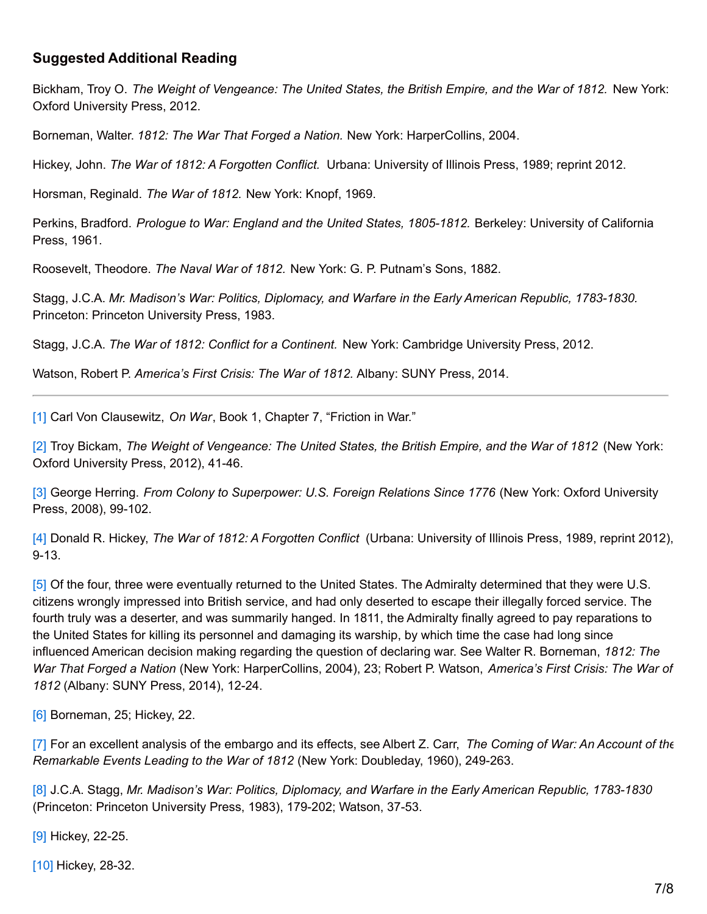### Suggested Additional Reading

Bickham, Troy O. *The Weight of Vengeance: The United States, the British Empire, and the War of 1812.* New York: Oxford University Press, 2012.

Borneman, Walter. *1812: The War That Forged a Nation.* New York: HarperCollins, 2004.

Hickey, John. *The War of 1812: A Forgotten Conflict.* Urbana: University of Illinois Press, 1989; reprint 2012.

Horsman, Reginald. *The War of 1812.* New York: Knopf, 1969.

Perkins, Bradford. *Prologue to War: England and the United States, 1805-1812.* Berkeley: University of California Press, 1961.

Roosevelt, Theodore. *The Naval War of 1812.* New York: G. P. Putnam's Sons, 1882.

Stagg, J.C.A. *Mr. Madison's War: Politics, Diplomacy, and Warfare in the Early American Republic, 1783-1830.* Princeton: Princeton University Press, 1983.

Stagg, J.C.A. *The War of 1812: Conflict for a Continent.* New York: Cambridge University Press, 2012.

Watson, Robert P. *America's First Crisis: The War of 1812.* Albany: SUNY Press, 2014.

---

[1] Carl Von Clausewitz, *On War*, Book 1, Chapter 7, "Friction in War."

[2] Troy Bickam, *The Weight of Vengeance: The United States, the British Empire, and the War of 1812* (New York: Oxford University Press, 2012), 41-46.

[3] George Herring. *From Colony to Superpower: U.S. Foreign Relations Since 1776* (New York: Oxford University Press, 2008), 99-102.

[4] Donald R. Hickey, *The War of 1812: A Forgotten Conflict* (Urbana: University of Illinois Press, 1989, reprint 2012), 9-13.

[5] Of the four, three were eventually returned to the United States. The Admiralty determined that they were U.S. citizens wrongly impressed into British service, and had only deserted to escape their illegally forced service. The fourth truly was a deserter, and was summarily hanged. In 1811, the Admiralty finally agreed to pay reparations to the United States for killing its personnel and damaging its warship, by which time the case had long since influenced American decision making regarding the question of declaring war. See Walter R. Borneman, *1812: The War That Forged a Nation* (New York: HarperCollins, 2004), 23; Robert P. Watson, *America's First Crisis: The War of 1812* (Albany: SUNY Press, 2014), 12-24.

[6] Borneman, 25; Hickey, 22.

[7] For an excellent analysis of the embargo and its effects, see Albert Z. Carr, *The Coming of War: An Account of the Remarkable Events Leading to the War of 1812* (New York: Doubleday, 1960), 249-263.

[8] J.C.A. Stagg, *Mr. Madison's War: Politics, Diplomacy, and Warfare in the Early American Republic, 1783-1830* (Princeton: Princeton University Press, 1983), 179-202; Watson, 37-53.

[9] Hickey, 22-25.

[10] Hickey, 28-32.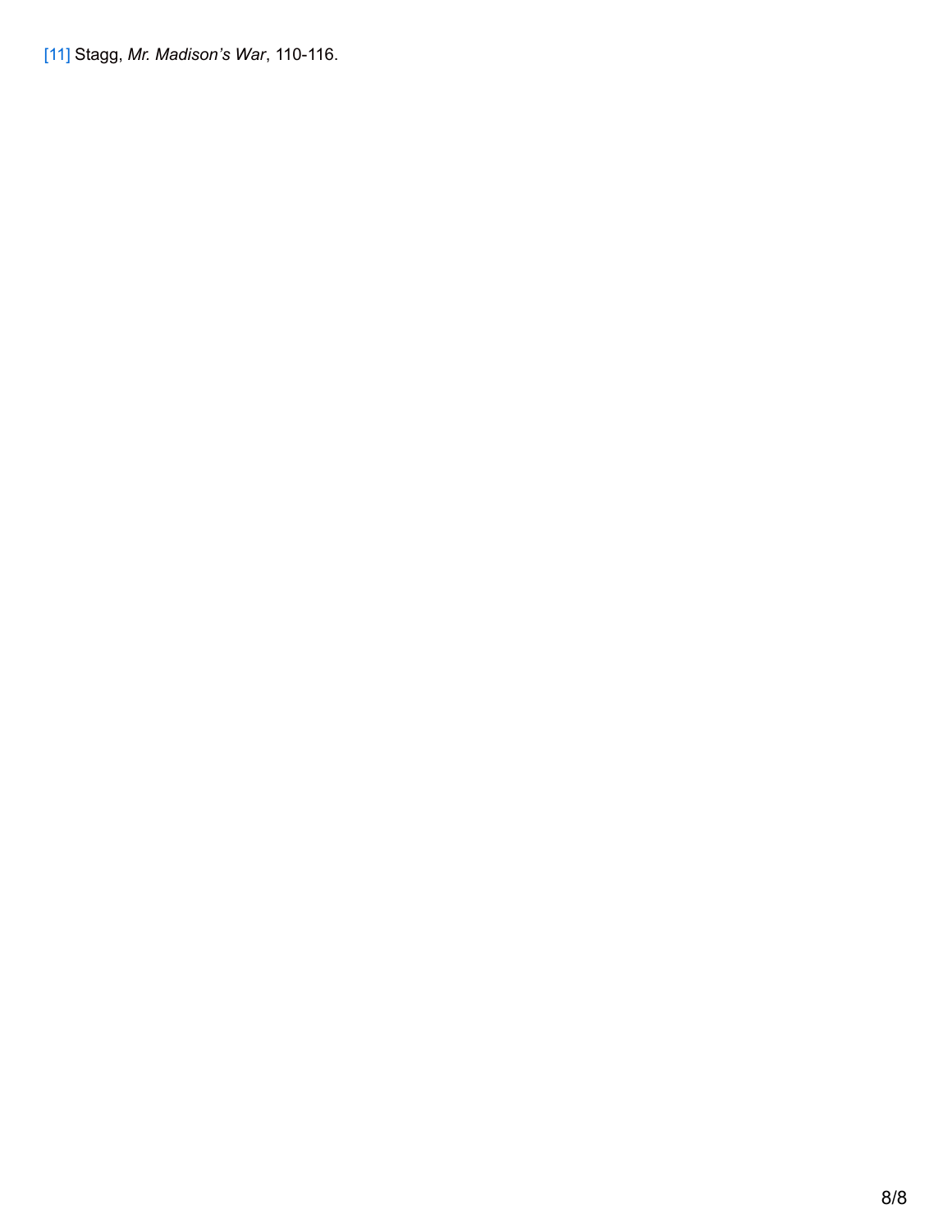[11] Stagg, *Mr. Madison's War*, 110-116.